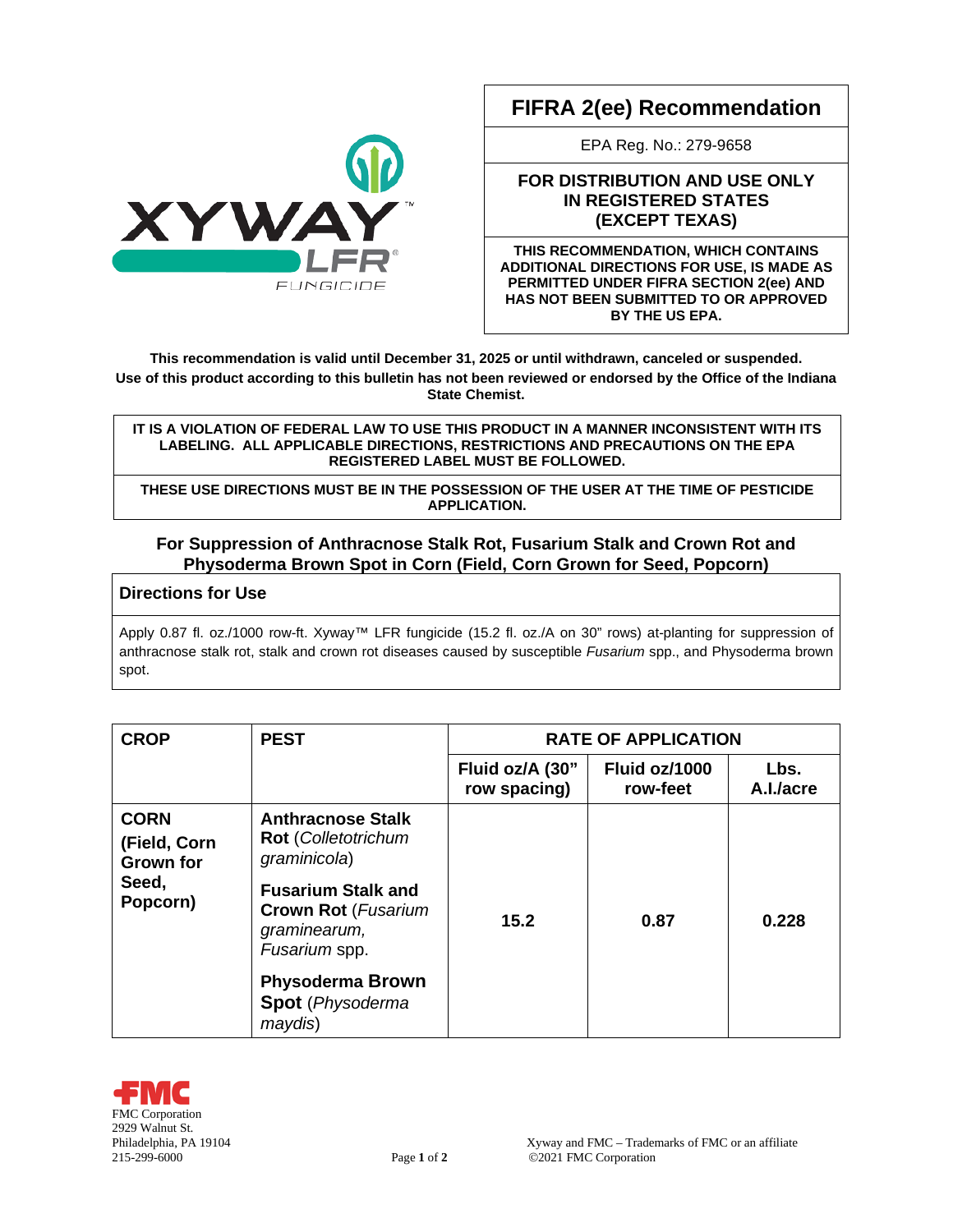XYWAY™ LFR® FUNGICIDE

# FIFRA 2(ee) Recommendation

EPA Reg. No.: 279-9658

**FOR DISTRIBUTION AND USE ONLY IN REGISTERED STATES (EXCEPT TEXAS)**

**THIS RECOMMENDATION, WHICH CONTAINS ADDITIONAL DIRECTIONS FOR USE, IS MADE AS PERMITTED UNDER FIFRA SECTION 2(ee) AND HAS NOT BEEN SUBMITTED TO OR APPROVED BY THE US EPA.**

**This recommendation is valid until December 31, 2025 or until withdrawn, canceled or suspended.**
**Use of this product according to this bulletin has not been reviewed or endorsed by the Office of the Indiana State Chemist.**

**IT IS A VIOLATION OF FEDERAL LAW TO USE THIS PRODUCT IN A MANNER INCONSISTENT WITH ITS LABELING. ALL APPLICABLE DIRECTIONS, RESTRICTIONS AND PRECAUTIONS ON THE EPA REGISTERED LABEL MUST BE FOLLOWED.**

**THESE USE DIRECTIONS MUST BE IN THE POSSESSION OF THE USER AT THE TIME OF PESTICIDE APPLICATION.**

## For Suppression of Anthracnose Stalk Rot, Fusarium Stalk and Crown Rot and Physoderma Brown Spot in Corn (Field, Corn Grown for Seed, Popcorn)

### Directions for Use

Apply 0.87 fl. oz./1000 row-ft. Xyway™ LFR fungicide (15.2 fl. oz./A on 30" rows) at-planting for suppression of anthracnose stalk rot, stalk and crown rot diseases caused by susceptible *Fusarium* spp., and Physoderma brown spot.

| CROP | PEST | RATE OF APPLICATION | | |
|---|---|---|---|---|
| | | Fluid oz/A (30" row spacing) | Fluid oz/1000 row-feet | Lbs. A.I./acre |
| **CORN (Field, Corn Grown for Seed, Popcorn)** | **Anthracnose Stalk Rot** (*Colletotrichum graminicola*)<br>**Fusarium Stalk and Crown Rot** (*Fusarium graminearum, Fusarium* spp.<br>**Physoderma Brown Spot** (*Physoderma maydis*) | **15.2** | **0.87** | **0.228** |

FMC Corporation
2929 Walnut St.
Philadelphia, PA 19104
215-299-6000

Xyway and FMC – Trademarks of FMC or an affiliate
©2021 FMC Corporation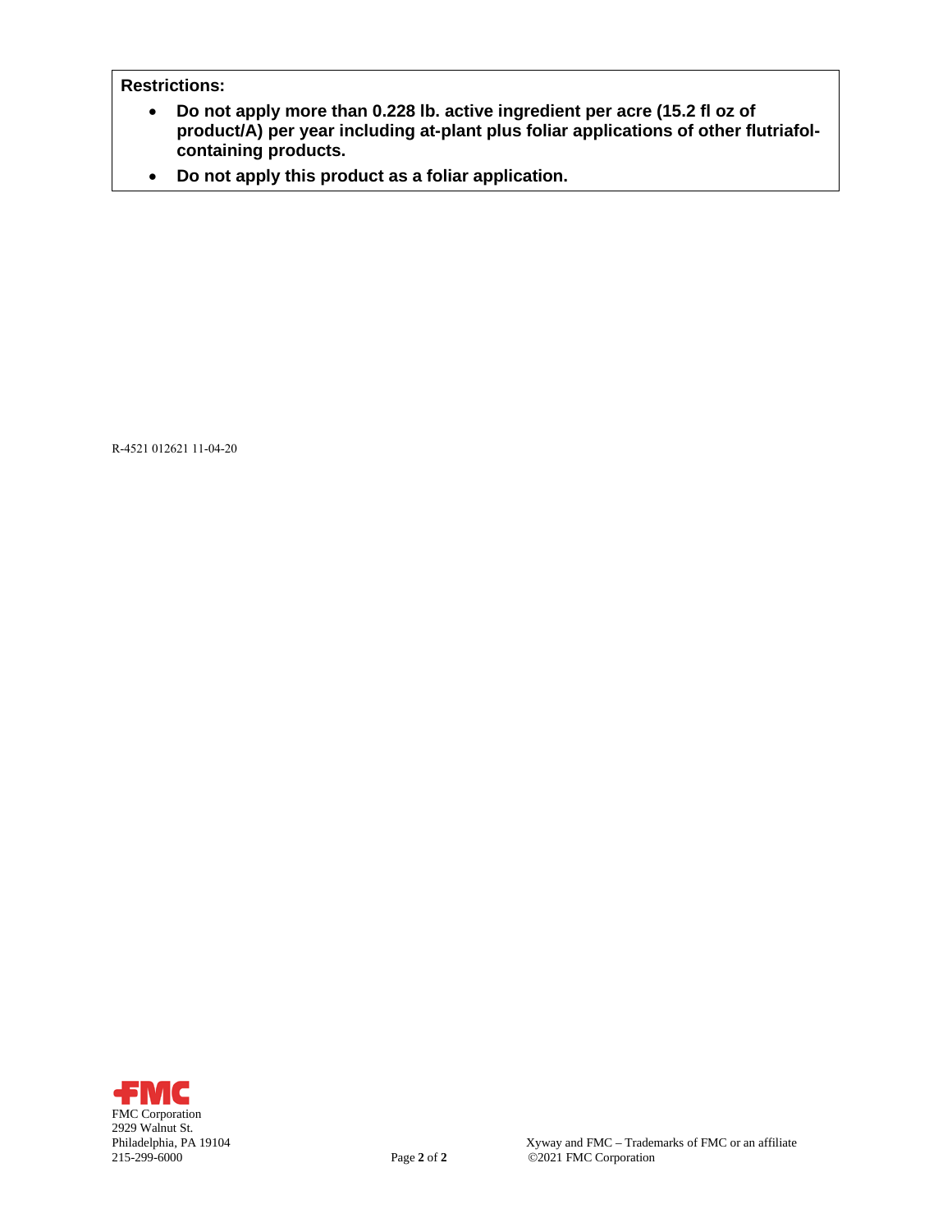**Restrictions:**

- **Do not apply more than 0.228 lb. active ingredient per acre (15.2 fl oz of product/A) per year including at-plant plus foliar applications of other flutriafol-containing products.**
- **Do not apply this product as a foliar application.**

R-4521 012621 11-04-20

FMC Corporation
2929 Walnut St.
Philadelphia, PA 19104
215-299-6000

Xyway and FMC – Trademarks of FMC or an affiliate
©2021 FMC Corporation